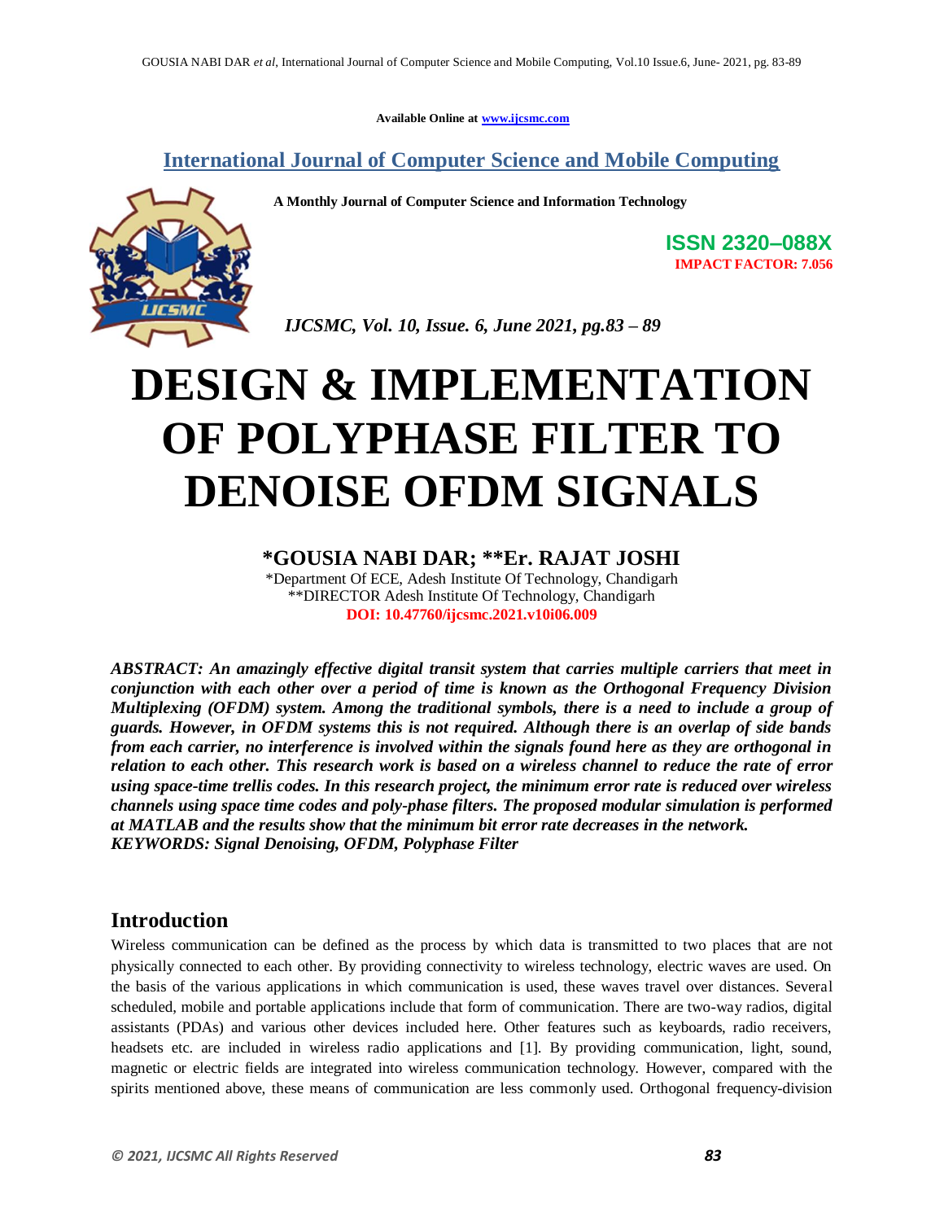Available Online at www.ijcsmc.com

# International Journal of Computer Science and Mobile Computing

**A Monthly Journal of Computer Science and Information Technology**

**ISSN 2320–088X**
**IMPACT FACTOR: 7.056**

*IJCSMC, Vol. 10, Issue. 6, June 2021, pg.83 – 89*

# DESIGN & IMPLEMENTATION OF POLYPHASE FILTER TO DENOISE OFDM SIGNALS

**\*GOUSIA NABI DAR; \*\*Er. RAJAT JOSHI**

\*Department Of ECE, Adesh Institute Of Technology, Chandigarh
\*\*DIRECTOR Adesh Institute Of Technology, Chandigarh
**DOI: 10.47760/ijcsmc.2021.v10i06.009**

***ABSTRACT: An amazingly effective digital transit system that carries multiple carriers that meet in conjunction with each other over a period of time is known as the Orthogonal Frequency Division Multiplexing (OFDM) system. Among the traditional symbols, there is a need to include a group of guards. However, in OFDM systems this is not required. Although there is an overlap of side bands from each carrier, no interference is involved within the signals found here as they are orthogonal in relation to each other. This research work is based on a wireless channel to reduce the rate of error using space-time trellis codes. In this research project, the minimum error rate is reduced over wireless channels using space time codes and poly-phase filters. The proposed modular simulation is performed at MATLAB and the results show that the minimum bit error rate decreases in the network.***
***KEYWORDS: Signal Denoising, OFDM, Polyphase Filter***

## Introduction

Wireless communication can be defined as the process by which data is transmitted to two places that are not physically connected to each other. By providing connectivity to wireless technology, electric waves are used. On the basis of the various applications in which communication is used, these waves travel over distances. Several scheduled, mobile and portable applications include that form of communication. There are two-way radios, digital assistants (PDAs) and various other devices included here. Other features such as keyboards, radio receivers, headsets etc. are included in wireless radio applications and [1]. By providing communication, light, sound, magnetic or electric fields are integrated into wireless communication technology. However, compared with the spirits mentioned above, these means of communication are less commonly used. Orthogonal frequency-division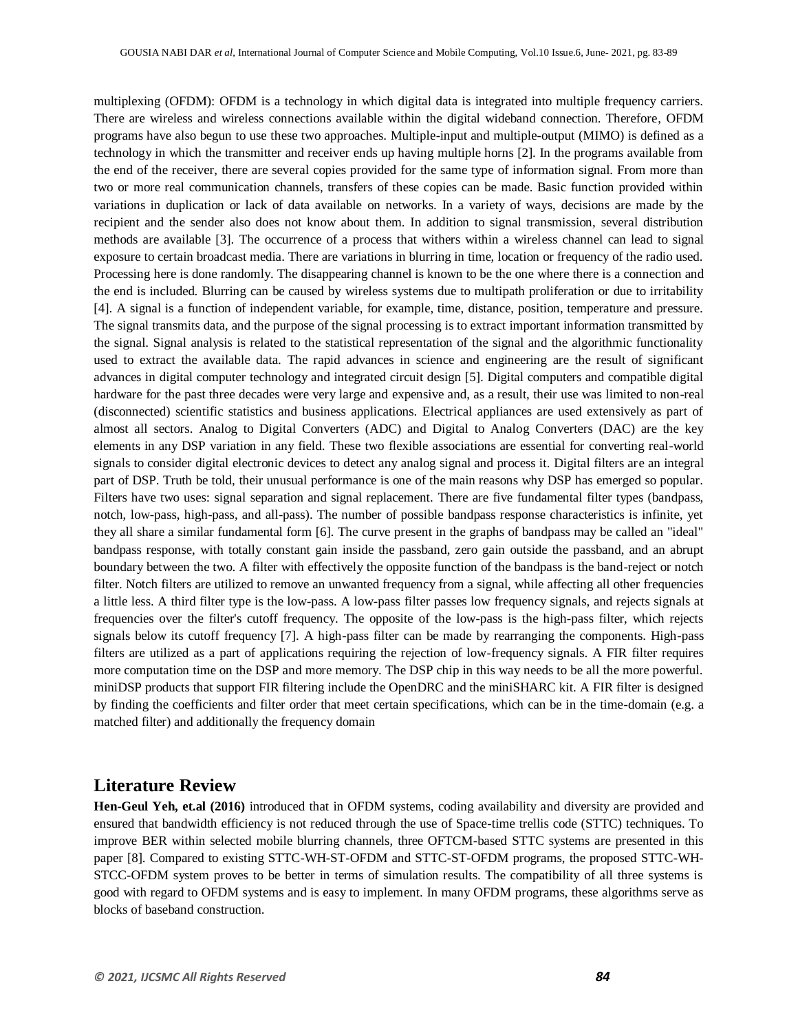multiplexing (OFDM): OFDM is a technology in which digital data is integrated into multiple frequency carriers. There are wireless and wireless connections available within the digital wideband connection. Therefore, OFDM programs have also begun to use these two approaches. Multiple-input and multiple-output (MIMO) is defined as a technology in which the transmitter and receiver ends up having multiple horns [2]. In the programs available from the end of the receiver, there are several copies provided for the same type of information signal. From more than two or more real communication channels, transfers of these copies can be made. Basic function provided within variations in duplication or lack of data available on networks. In a variety of ways, decisions are made by the recipient and the sender also does not know about them. In addition to signal transmission, several distribution methods are available [3]. The occurrence of a process that withers within a wireless channel can lead to signal exposure to certain broadcast media. There are variations in blurring in time, location or frequency of the radio used. Processing here is done randomly. The disappearing channel is known to be the one where there is a connection and the end is included. Blurring can be caused by wireless systems due to multipath proliferation or due to irritability [4]. A signal is a function of independent variable, for example, time, distance, position, temperature and pressure. The signal transmits data, and the purpose of the signal processing is to extract important information transmitted by the signal. Signal analysis is related to the statistical representation of the signal and the algorithmic functionality used to extract the available data. The rapid advances in science and engineering are the result of significant advances in digital computer technology and integrated circuit design [5]. Digital computers and compatible digital hardware for the past three decades were very large and expensive and, as a result, their use was limited to non-real (disconnected) scientific statistics and business applications. Electrical appliances are used extensively as part of almost all sectors. Analog to Digital Converters (ADC) and Digital to Analog Converters (DAC) are the key elements in any DSP variation in any field. These two flexible associations are essential for converting real-world signals to consider digital electronic devices to detect any analog signal and process it. Digital filters are an integral part of DSP. Truth be told, their unusual performance is one of the main reasons why DSP has emerged so popular. Filters have two uses: signal separation and signal replacement. There are five fundamental filter types (bandpass, notch, low-pass, high-pass, and all-pass). The number of possible bandpass response characteristics is infinite, yet they all share a similar fundamental form [6]. The curve present in the graphs of bandpass may be called an "ideal" bandpass response, with totally constant gain inside the passband, zero gain outside the passband, and an abrupt boundary between the two. A filter with effectively the opposite function of the bandpass is the band-reject or notch filter. Notch filters are utilized to remove an unwanted frequency from a signal, while affecting all other frequencies a little less. A third filter type is the low-pass. A low-pass filter passes low frequency signals, and rejects signals at frequencies over the filter's cutoff frequency. The opposite of the low-pass is the high-pass filter, which rejects signals below its cutoff frequency [7]. A high-pass filter can be made by rearranging the components. High-pass filters are utilized as a part of applications requiring the rejection of low-frequency signals. A FIR filter requires more computation time on the DSP and more memory. The DSP chip in this way needs to be all the more powerful. miniDSP products that support FIR filtering include the OpenDRC and the miniSHARC kit. A FIR filter is designed by finding the coefficients and filter order that meet certain specifications, which can be in the time-domain (e.g. a matched filter) and additionally the frequency domain

## Literature Review

**Hen-Geul Yeh, et.al (2016)** introduced that in OFDM systems, coding availability and diversity are provided and ensured that bandwidth efficiency is not reduced through the use of Space-time trellis code (STTC) techniques. To improve BER within selected mobile blurring channels, three OFTCM-based STTC systems are presented in this paper [8]. Compared to existing STTC-WH-ST-OFDM and STTC-ST-OFDM programs, the proposed STTC-WH-STCC-OFDM system proves to be better in terms of simulation results. The compatibility of all three systems is good with regard to OFDM systems and is easy to implement. In many OFDM programs, these algorithms serve as blocks of baseband construction.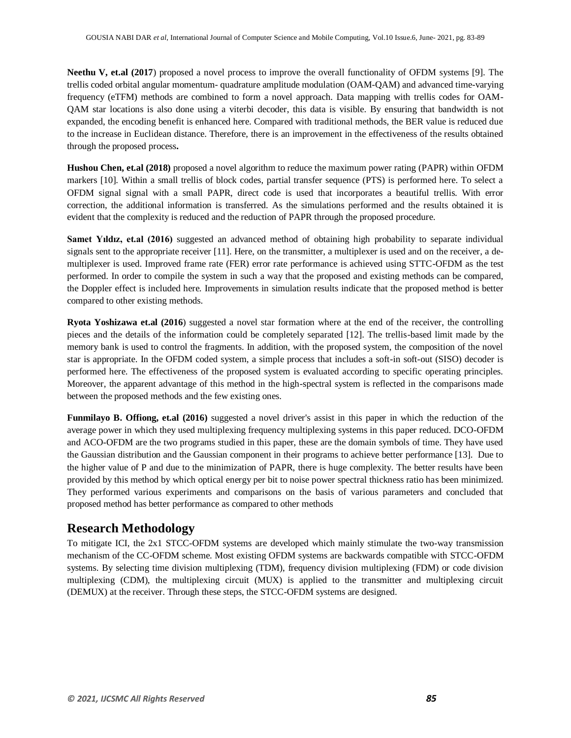**Neethu V, et.al (2017**) proposed a novel process to improve the overall functionality of OFDM systems [9]. The trellis coded orbital angular momentum- quadrature amplitude modulation (OAM-QAM) and advanced time-varying frequency (eTFM) methods are combined to form a novel approach. Data mapping with trellis codes for OAM-QAM star locations is also done using a viterbi decoder, this data is visible. By ensuring that bandwidth is not expanded, the encoding benefit is enhanced here. Compared with traditional methods, the BER value is reduced due to the increase in Euclidean distance. Therefore, there is an improvement in the effectiveness of the results obtained through the proposed process**.**

**Hushou Chen, et.al (2018)** proposed a novel algorithm to reduce the maximum power rating (PAPR) within OFDM markers [10]. Within a small trellis of block codes, partial transfer sequence (PTS) is performed here. To select a OFDM signal signal with a small PAPR, direct code is used that incorporates a beautiful trellis. With error correction, the additional information is transferred. As the simulations performed and the results obtained it is evident that the complexity is reduced and the reduction of PAPR through the proposed procedure.

**Samet Yıldız, et.al (2016)** suggested an advanced method of obtaining high probability to separate individual signals sent to the appropriate receiver [11]. Here, on the transmitter, a multiplexer is used and on the receiver, a de-multiplexer is used. Improved frame rate (FER) error rate performance is achieved using STTC-OFDM as the test performed. In order to compile the system in such a way that the proposed and existing methods can be compared, the Doppler effect is included here. Improvements in simulation results indicate that the proposed method is better compared to other existing methods.

**Ryota Yoshizawa et.al (2016**) suggested a novel star formation where at the end of the receiver, the controlling pieces and the details of the information could be completely separated [12]. The trellis-based limit made by the memory bank is used to control the fragments. In addition, with the proposed system, the composition of the novel star is appropriate. In the OFDM coded system, a simple process that includes a soft-in soft-out (SISO) decoder is performed here. The effectiveness of the proposed system is evaluated according to specific operating principles. Moreover, the apparent advantage of this method in the high-spectral system is reflected in the comparisons made between the proposed methods and the few existing ones.

**Funmilayo B. Offiong, et.al (2016)** suggested a novel driver's assist in this paper in which the reduction of the average power in which they used multiplexing frequency multiplexing systems in this paper reduced. DCO-OFDM and ACO-OFDM are the two programs studied in this paper, these are the domain symbols of time. They have used the Gaussian distribution and the Gaussian component in their programs to achieve better performance [13]. Due to the higher value of P and due to the minimization of PAPR, there is huge complexity. The better results have been provided by this method by which optical energy per bit to noise power spectral thickness ratio has been minimized. They performed various experiments and comparisons on the basis of various parameters and concluded that proposed method has better performance as compared to other methods

## Research Methodology

To mitigate ICI, the 2x1 STCC-OFDM systems are developed which mainly stimulate the two-way transmission mechanism of the CC-OFDM scheme. Most existing OFDM systems are backwards compatible with STCC-OFDM systems. By selecting time division multiplexing (TDM), frequency division multiplexing (FDM) or code division multiplexing (CDM), the multiplexing circuit (MUX) is applied to the transmitter and multiplexing circuit (DEMUX) at the receiver. Through these steps, the STCC-OFDM systems are designed.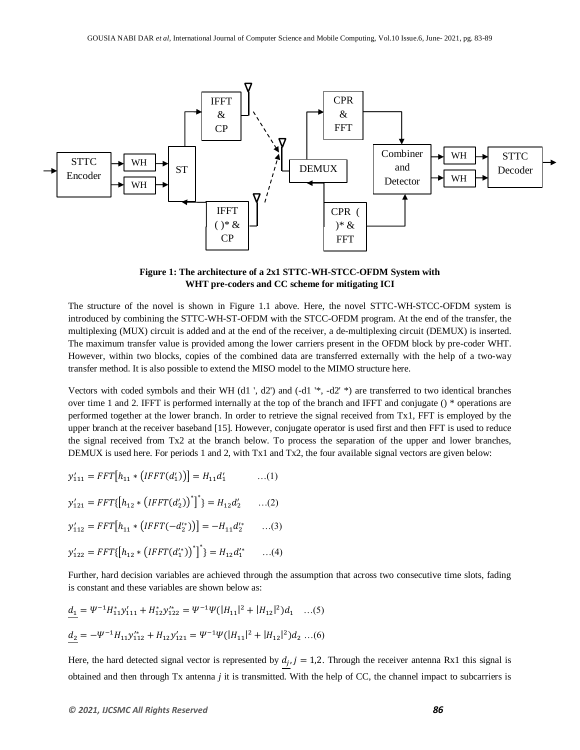STTC Encoder

WH

WH

ST

IFFT & CP

IFFT ( )* & CP

DEMUX

CPR & FFT

CPR ( )* & FFT

Combiner and Detector

WH

WH

STTC Decoder

**Figure 1: The architecture of a 2x1 STTC-WH-STCC-OFDM System with WHT pre-coders and CC scheme for mitigating ICI**

The structure of the novel is shown in Figure 1.1 above. Here, the novel STTC-WH-STCC-OFDM system is introduced by combining the STTC-WH-ST-OFDM with the STCC-OFDM program. At the end of the transfer, the multiplexing (MUX) circuit is added and at the end of the receiver, a de-multiplexing circuit (DEMUX) is inserted. The maximum transfer value is provided among the lower carriers present in the OFDM block by pre-coder WHT. However, within two blocks, copies of the combined data are transferred externally with the help of a two-way transfer method. It is also possible to extend the MISO model to the MIMO structure here.

Vectors with coded symbols and their WH (d1 ', d2') and (-d1 '*, -d2' *) are transferred to two identical branches over time 1 and 2. IFFT is performed internally at the top of the branch and IFFT and conjugate () * operations are performed together at the lower branch. In order to retrieve the signal received from Tx1, FFT is employed by the upper branch at the receiver baseband [15]. However, conjugate operator is used first and then FFT is used to reduce the signal received from Tx2 at the branch below. To process the separation of the upper and lower branches, DEMUX is used here. For periods 1 and 2, with Tx1 and Tx2, the four available signal vectors are given below:

$$y'_{111} = FFT\left[h_{11} * \left(IFFT(d'_1)\right)\right] = H_{11}d'_1 \qquad \ldots(1)$$

$$y'_{121} = FFT\{\left[h_{12} * \left(IFFT(d'_2)\right)^*\right]^*\} = H_{12}d'_2 \qquad \ldots(2)$$

$$y'_{112} = FFT\left[h_{11} * \left(IFFT(-d'^*_2)\right)\right] = -H_{11}d'^*_2 \qquad \ldots(3)$$

$$y'_{122} = FFT\{\left[h_{12} * \left(IFFT(d'^*_1)\right)^*\right]^*\} = H_{12}d'^*_1 \qquad \ldots(4)$$

Further, hard decision variables are achieved through the assumption that across two consecutive time slots, fading is constant and these variables are shown below as:

$$\underline{d_1} = \Psi^{-1}H^*_{11}y'_{111} + H^*_{12}y'^*_{122} = \Psi^{-1}\Psi(|H_{11}|^2 + |H_{12}|^2)d_1 \quad \ldots(5)$$

$$\underline{d_2} = -\Psi^{-1}H_{11}y'^*_{112} + H_{12}y'_{121} = \Psi^{-1}\Psi(|H_{11}|^2 + |H_{12}|^2)d_2 \ldots(6)$$

Here, the hard detected signal vector is represented by $\underline{d_j}, j = 1,2$. Through the receiver antenna Rx1 this signal is obtained and then through Tx antenna $j$ it is transmitted. With the help of CC, the channel impact to subcarriers is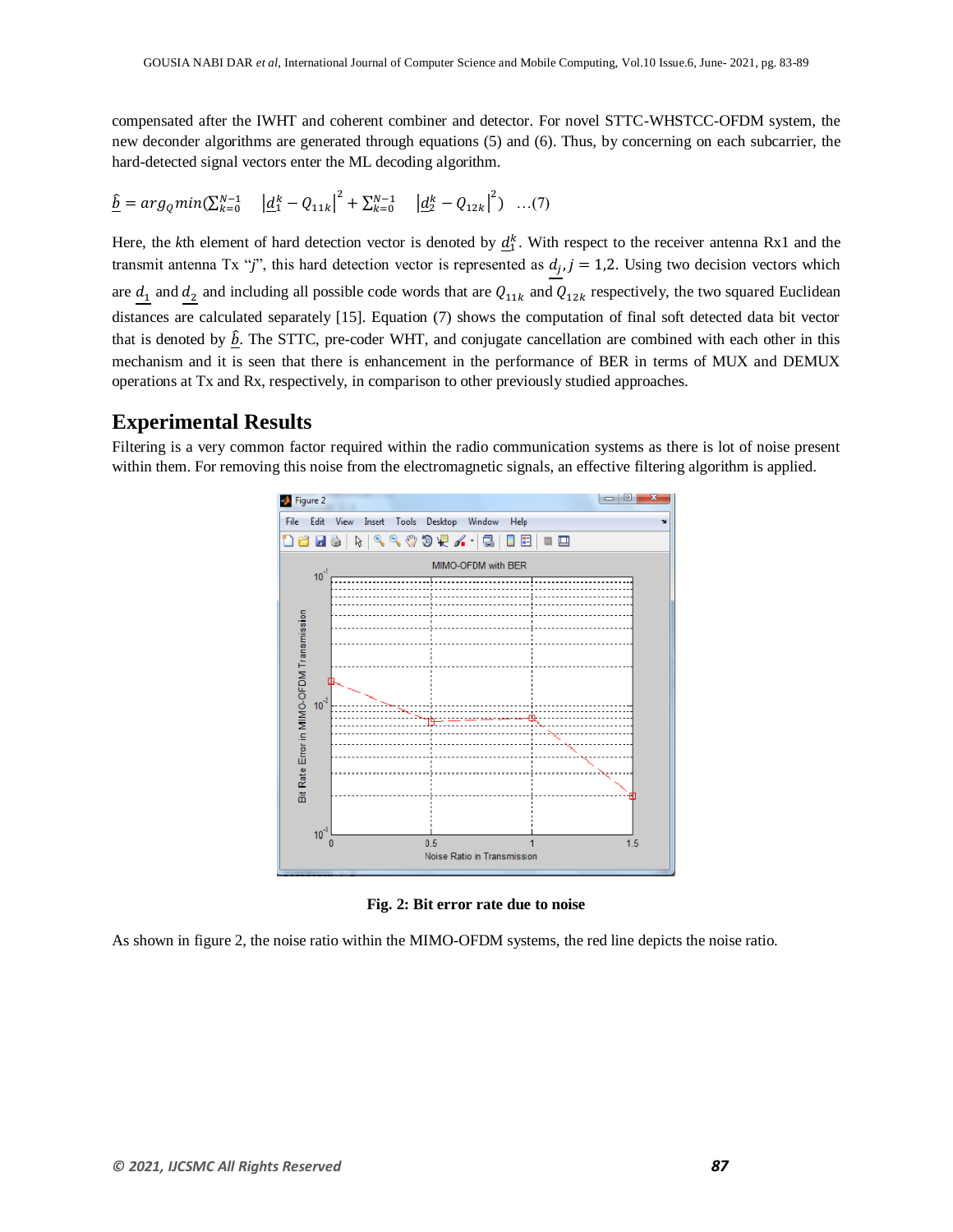compensated after the IWHT and coherent combiner and detector. For novel STTC-WHSTCC-OFDM system, the new deconder algorithms are generated through equations (5) and (6). Thus, by concerning on each subcarrier, the hard-detected signal vectors enter the ML decoding algorithm.

$$\underline{\hat{b}} = arg_Q min(\sum_{k=0}^{N-1} \left|\underline{d}_1^k - Q_{11k}\right|^2 + \sum_{k=0}^{N-1} \left|\underline{d}_2^k - Q_{12k}\right|^2) \quad \ldots(7)$$

Here, the *k*th element of hard detection vector is denoted by $\underline{d}_1^k$. With respect to the receiver antenna Rx1 and the transmit antenna Tx "*j*", this hard detection vector is represented as $\underline{d}_j, j = 1,2$. Using two decision vectors which are $\underline{d}_1$ and $\underline{d}_2$ and including all possible code words that are $Q_{11k}$ and $Q_{12k}$ respectively, the two squared Euclidean distances are calculated separately [15]. Equation (7) shows the computation of final soft detected data bit vector that is denoted by $\underline{\hat{b}}$. The STTC, pre-coder WHT, and conjugate cancellation are combined with each other in this mechanism and it is seen that there is enhancement in the performance of BER in terms of MUX and DEMUX operations at Tx and Rx, respectively, in comparison to other previously studied approaches.

## Experimental Results

Filtering is a very common factor required within the radio communication systems as there is lot of noise present within them. For removing this noise from the electromagnetic signals, an effective filtering algorithm is applied.

Figure 2

MIMO-OFDM with BER

Bit Rate Error in MIMO-OFDM Transmission

Noise Ratio in Transmission

**Fig. 2: Bit error rate due to noise**

As shown in figure 2, the noise ratio within the MIMO-OFDM systems, the red line depicts the noise ratio.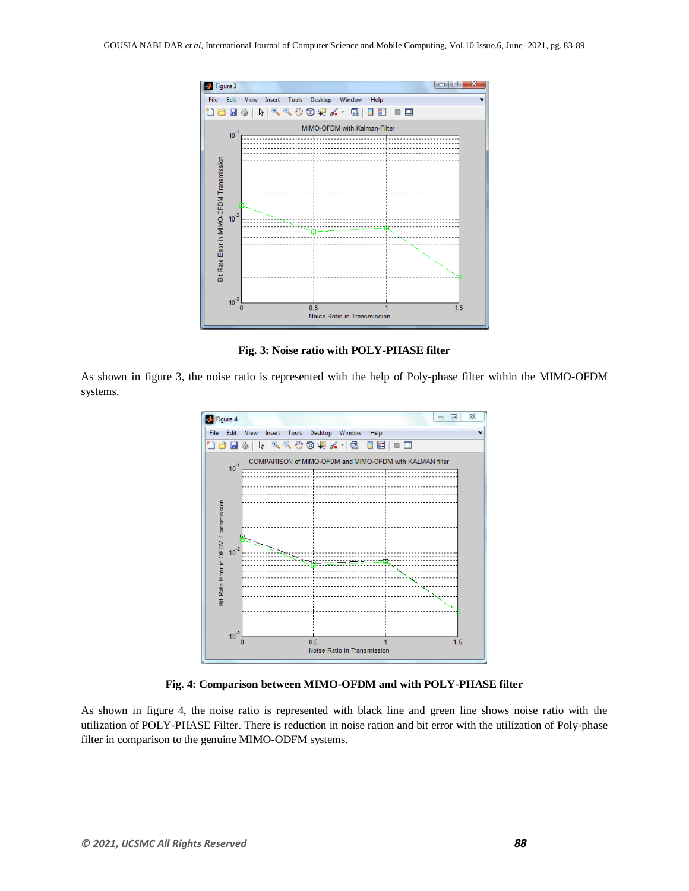Figure 3

File Edit View Insert Tools Desktop Window Help

MIMO-OFDM with Kalman-Filter

Bit Rate Error in MIMO-OFDM Transmission

$10^{-1}$

$10^{-2}$

$10^{-3}$

0 0.5 1 1.5

Noise Ratio in Transmission

**Fig. 3: Noise ratio with POLY-PHASE filter**

As shown in figure 3, the noise ratio is represented with the help of Poly-phase filter within the MIMO-OFDM systems.

Figure 4

File Edit View Insert Tools Desktop Window Help

COMPARISON of MIMO-OFDM and MIMO-OFDM with KALMAN filter

Bit Rate Error in OFDM Transmission

$10^{-1}$

$10^{-2}$

$10^{-3}$

0 0.5 1 1.5

Noise Ratio in Transmission

**Fig. 4: Comparison between MIMO-OFDM and with POLY-PHASE filter**

As shown in figure 4, the noise ratio is represented with black line and green line shows noise ratio with the utilization of POLY-PHASE Filter. There is reduction in noise ration and bit error with the utilization of Poly-phase filter in comparison to the genuine MIMO-ODFM systems.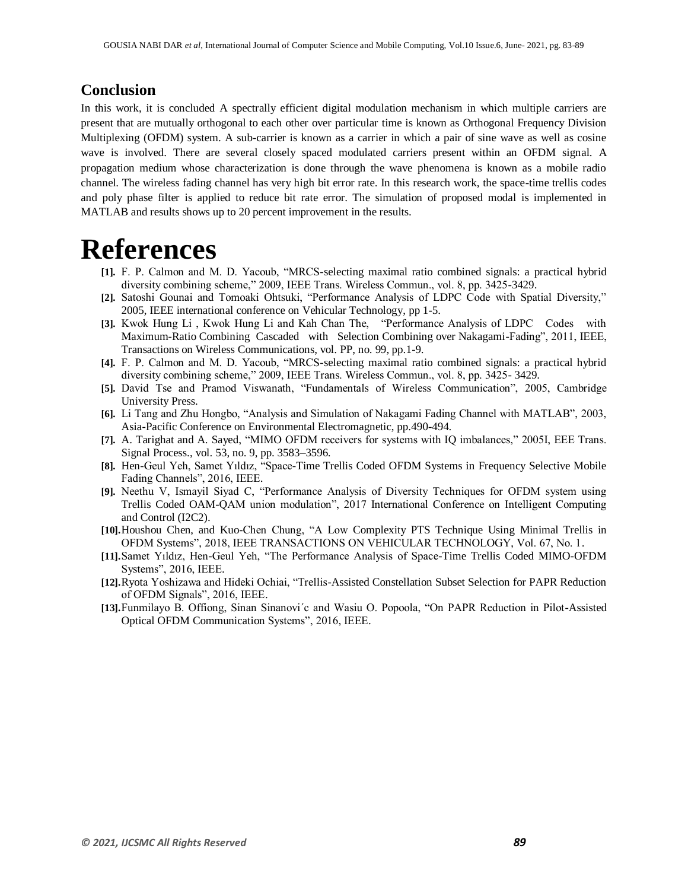## Conclusion

In this work, it is concluded A spectrally efficient digital modulation mechanism in which multiple carriers are present that are mutually orthogonal to each other over particular time is known as Orthogonal Frequency Division Multiplexing (OFDM) system. A sub-carrier is known as a carrier in which a pair of sine wave as well as cosine wave is involved. There are several closely spaced modulated carriers present within an OFDM signal. A propagation medium whose characterization is done through the wave phenomena is known as a mobile radio channel. The wireless fading channel has very high bit error rate. In this research work, the space-time trellis codes and poly phase filter is applied to reduce bit rate error. The simulation of proposed modal is implemented in MATLAB and results shows up to 20 percent improvement in the results.

# References

**[1].** F. P. Calmon and M. D. Yacoub, "MRCS-selecting maximal ratio combined signals: a practical hybrid diversity combining scheme," 2009, IEEE Trans. Wireless Commun., vol. 8, pp. 3425-3429.

**[2].** Satoshi Gounai and Tomoaki Ohtsuki, "Performance Analysis of LDPC Code with Spatial Diversity," 2005, IEEE international conference on Vehicular Technology, pp 1-5.

**[3].** Kwok Hung Li , Kwok Hung Li and Kah Chan The, "Performance Analysis of LDPC Codes with Maximum-Ratio Combining Cascaded with Selection Combining over Nakagami-Fading", 2011, IEEE, Transactions on Wireless Communications, vol. PP, no. 99, pp.1-9.

**[4].** F. P. Calmon and M. D. Yacoub, "MRCS-selecting maximal ratio combined signals: a practical hybrid diversity combining scheme," 2009, IEEE Trans. Wireless Commun., vol. 8, pp. 3425- 3429.

**[5].** David Tse and Pramod Viswanath, "Fundamentals of Wireless Communication", 2005, Cambridge University Press.

**[6].** Li Tang and Zhu Hongbo, "Analysis and Simulation of Nakagami Fading Channel with MATLAB", 2003, Asia-Pacific Conference on Environmental Electromagnetic, pp.490-494.

**[7].** A. Tarighat and A. Sayed, "MIMO OFDM receivers for systems with IQ imbalances," 2005I, EEE Trans. Signal Process., vol. 53, no. 9, pp. 3583–3596.

**[8].** Hen-Geul Yeh, Samet Yıldız, "Space-Time Trellis Coded OFDM Systems in Frequency Selective Mobile Fading Channels", 2016, IEEE.

**[9].** Neethu V, Ismayil Siyad C, "Performance Analysis of Diversity Techniques for OFDM system using Trellis Coded OAM-QAM union modulation", 2017 International Conference on Intelligent Computing and Control (I2C2).

**[10].** Houshou Chen, and Kuo-Chen Chung, "A Low Complexity PTS Technique Using Minimal Trellis in OFDM Systems", 2018, IEEE TRANSACTIONS ON VEHICULAR TECHNOLOGY, Vol. 67, No. 1.

**[11].** Samet Yıldız, Hen-Geul Yeh, "The Performance Analysis of Space-Time Trellis Coded MIMO-OFDM Systems", 2016, IEEE.

**[12].** Ryota Yoshizawa and Hideki Ochiai, "Trellis-Assisted Constellation Subset Selection for PAPR Reduction of OFDM Signals", 2016, IEEE.

**[13].** Funmilayo B. Offiong, Sinan Sinanovi´c and Wasiu O. Popoola, "On PAPR Reduction in Pilot-Assisted Optical OFDM Communication Systems", 2016, IEEE.